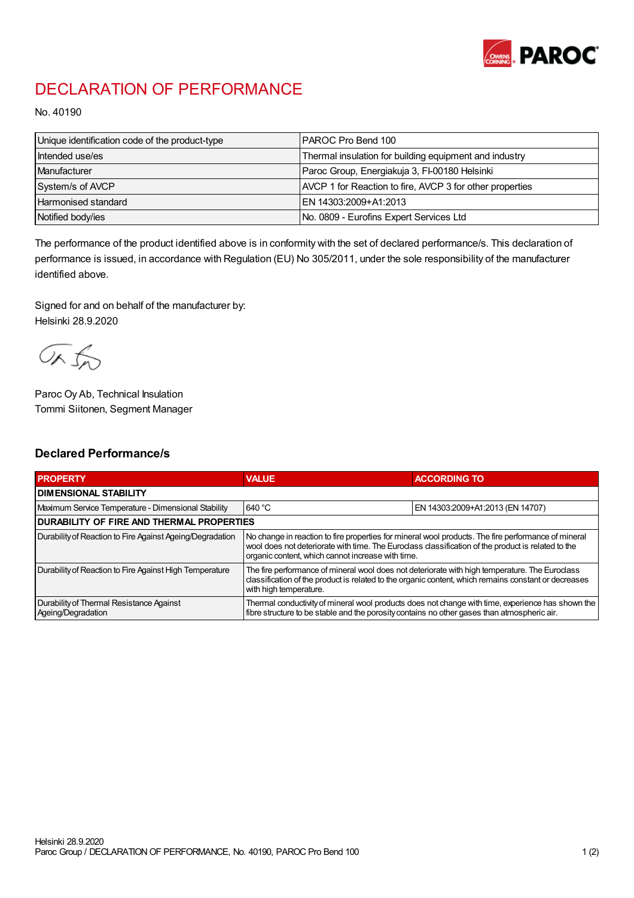# DECLARATION OF PERFORMANCE

No. 40190

| | |
|---|---|
| Unique identification code of the product-type | PAROC Pro Bend 100 |
| Intended use/es | Thermal insulation for building equipment and industry |
| Manufacturer | Paroc Group, Energiakuja 3, FI-00180 Helsinki |
| System/s of AVCP | AVCP 1 for Reaction to fire, AVCP 3 for other properties |
| Harmonised standard | EN 14303:2009+A1:2013 |
| Notified body/ies | No. 0809 - Eurofins Expert Services Ltd |

The performance of the product identified above is in conformity with the set of declared performance/s. This declaration of performance is issued, in accordance with Regulation (EU) No 305/2011, under the sole responsibility of the manufacturer identified above.

Signed for and on behalf of the manufacturer by:
Helsinki 28.9.2020

Paroc Oy Ab, Technical Insulation
Tommi Siitonen, Segment Manager

## Declared Performance/s

| PROPERTY | VALUE | ACCORDING TO |
|---|---|---|
| **DIMENSIONAL STABILITY** | | |
| Maximum Service Temperature - Dimensional Stability | 640 °C | EN 14303:2009+A1:2013 (EN 14707) |
| **DURABILITY OF FIRE AND THERMAL PROPERTIES** | | |
| Durability of Reaction to Fire Against Ageing/Degradation | No change in reaction to fire properties for mineral wool products. The fire performance of mineral wool does not deteriorate with time. The Euroclass classification of the product is related to the organic content, which cannot increase with time. | |
| Durability of Reaction to Fire Against High Temperature | The fire performance of mineral wool does not deteriorate with high temperature. The Euroclass classification of the product is related to the organic content, which remains constant or decreases with high temperature. | |
| Durability of Thermal Resistance Against Ageing/Degradation | Thermal conductivity of mineral wool products does not change with time, experience has shown the fibre structure to be stable and the porosity contains no other gases than atmospheric air. | |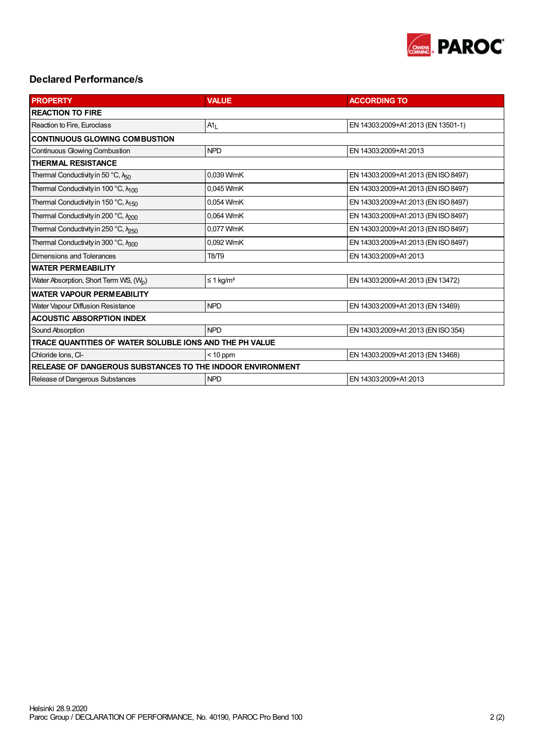## Declared Performance/s

| PROPERTY | VALUE | ACCORDING TO |
|---|---|---|
| **REACTION TO FIRE** | | |
| Reaction to Fire, Euroclass | $A1_L$ | EN 14303:2009+A1:2013 (EN 13501-1) |
| **CONTINUOUS GLOWING COMBUSTION** | | |
| Continuous Glowing Combustion | NPD | EN 14303:2009+A1:2013 |
| **THERMAL RESISTANCE** | | |
| Thermal Conductivity in 50 °C, $\lambda_{50}$ | 0,039 W/mK | EN 14303:2009+A1:2013 (EN ISO 8497) |
| Thermal Conductivity in 100 °C, $\lambda_{100}$ | 0,045 W/mK | EN 14303:2009+A1:2013 (EN ISO 8497) |
| Thermal Conductivity in 150 °C, $\lambda_{150}$ | 0,054 W/mK | EN 14303:2009+A1:2013 (EN ISO 8497) |
| Thermal Conductivity in 200 °C, $\lambda_{200}$ | 0,064 W/mK | EN 14303:2009+A1:2013 (EN ISO 8497) |
| Thermal Conductivity in 250 °C, $\lambda_{250}$ | 0,077 W/mK | EN 14303:2009+A1:2013 (EN ISO 8497) |
| Thermal Conductivity in 300 °C, $\lambda_{300}$ | 0,092 W/mK | EN 14303:2009+A1:2013 (EN ISO 8497) |
| Dimensions and Tolerances | T8/T9 | EN 14303:2009+A1:2013 |
| **WATER PERMEABILITY** | | |
| Water Absorption, Short Term WS, ($W_p$) | ≤ 1 kg/m² | EN 14303:2009+A1:2013 (EN 13472) |
| **WATER VAPOUR PERMEABILITY** | | |
| Water Vapour Diffusion Resistance | NPD | EN 14303:2009+A1:2013 (EN 13469) |
| **ACOUSTIC ABSORPTION INDEX** | | |
| Sound Absorption | NPD | EN 14303:2009+A1:2013 (EN ISO 354) |
| **TRACE QUANTITIES OF WATER SOLUBLE IONS AND THE PH VALUE** | | |
| Chloride Ions, Cl- | < 10 ppm | EN 14303:2009+A1:2013 (EN 13468) |
| **RELEASE OF DANGEROUS SUBSTANCES TO THE INDOOR ENVIRONMENT** | | |
| Release of Dangerous Substances | NPD | EN 14303:2009+A1:2013 |

Helsinki 28.9.2020
Paroc Group / DECLARATION OF PERFORMANCE, No. 40190, PAROC Pro Bend 100